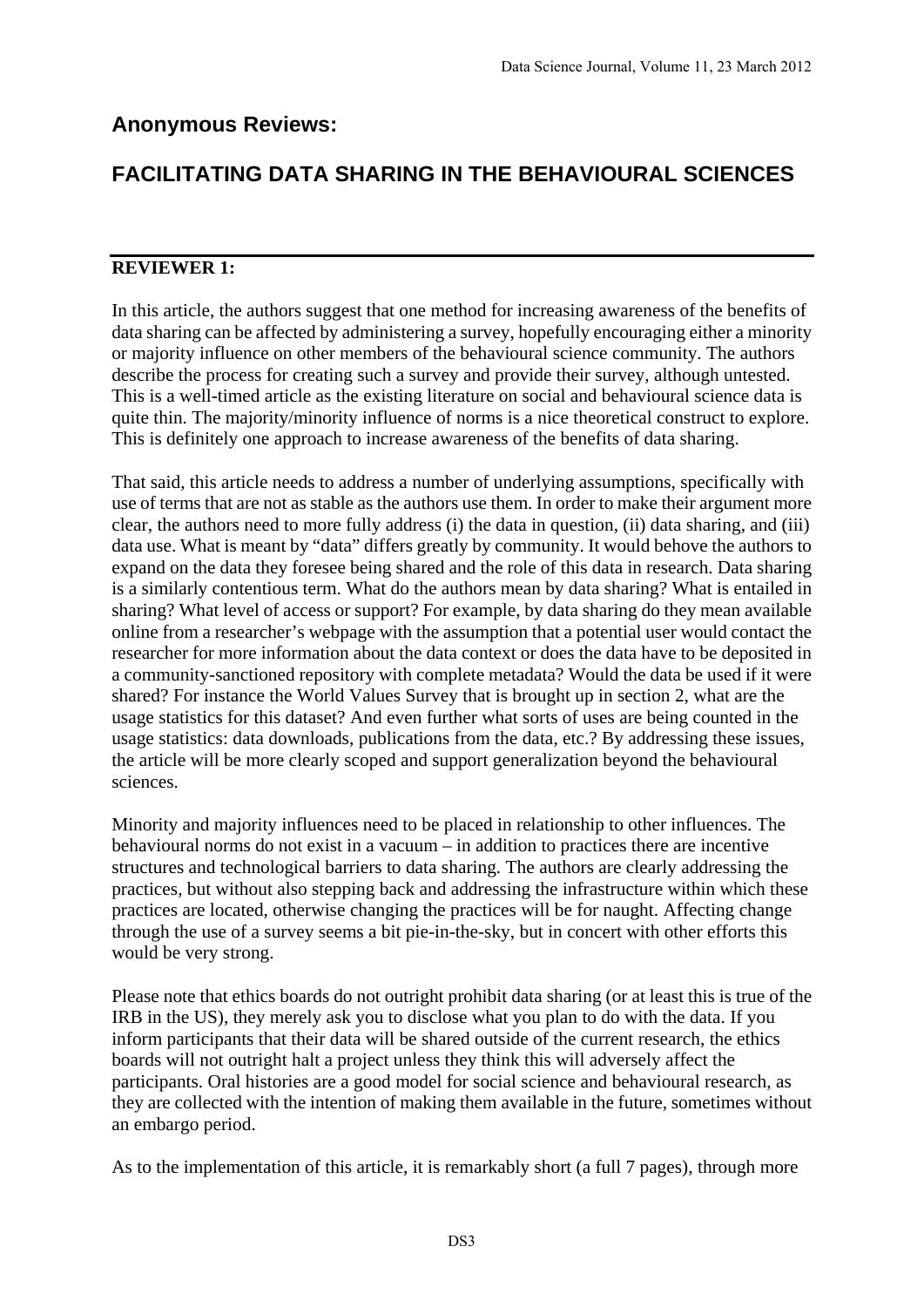## Anonymous Reviews:

## FACILITATING DATA SHARING IN THE BEHAVIOURAL SCIENCES

**REVIEWER 1:**

In this article, the authors suggest that one method for increasing awareness of the benefits of data sharing can be affected by administering a survey, hopefully encouraging either a minority or majority influence on other members of the behavioural science community. The authors describe the process for creating such a survey and provide their survey, although untested. This is a well-timed article as the existing literature on social and behavioural science data is quite thin. The majority/minority influence of norms is a nice theoretical construct to explore. This is definitely one approach to increase awareness of the benefits of data sharing.

That said, this article needs to address a number of underlying assumptions, specifically with use of terms that are not as stable as the authors use them. In order to make their argument more clear, the authors need to more fully address (i) the data in question, (ii) data sharing, and (iii) data use. What is meant by "data" differs greatly by community. It would behove the authors to expand on the data they foresee being shared and the role of this data in research. Data sharing is a similarly contentious term. What do the authors mean by data sharing? What is entailed in sharing? What level of access or support? For example, by data sharing do they mean available online from a researcher's webpage with the assumption that a potential user would contact the researcher for more information about the data context or does the data have to be deposited in a community-sanctioned repository with complete metadata? Would the data be used if it were shared? For instance the World Values Survey that is brought up in section 2, what are the usage statistics for this dataset? And even further what sorts of uses are being counted in the usage statistics: data downloads, publications from the data, etc.? By addressing these issues, the article will be more clearly scoped and support generalization beyond the behavioural sciences.

Minority and majority influences need to be placed in relationship to other influences. The behavioural norms do not exist in a vacuum – in addition to practices there are incentive structures and technological barriers to data sharing. The authors are clearly addressing the practices, but without also stepping back and addressing the infrastructure within which these practices are located, otherwise changing the practices will be for naught. Affecting change through the use of a survey seems a bit pie-in-the-sky, but in concert with other efforts this would be very strong.

Please note that ethics boards do not outright prohibit data sharing (or at least this is true of the IRB in the US), they merely ask you to disclose what you plan to do with the data. If you inform participants that their data will be shared outside of the current research, the ethics boards will not outright halt a project unless they think this will adversely affect the participants. Oral histories are a good model for social science and behavioural research, as they are collected with the intention of making them available in the future, sometimes without an embargo period.

As to the implementation of this article, it is remarkably short (a full 7 pages), through more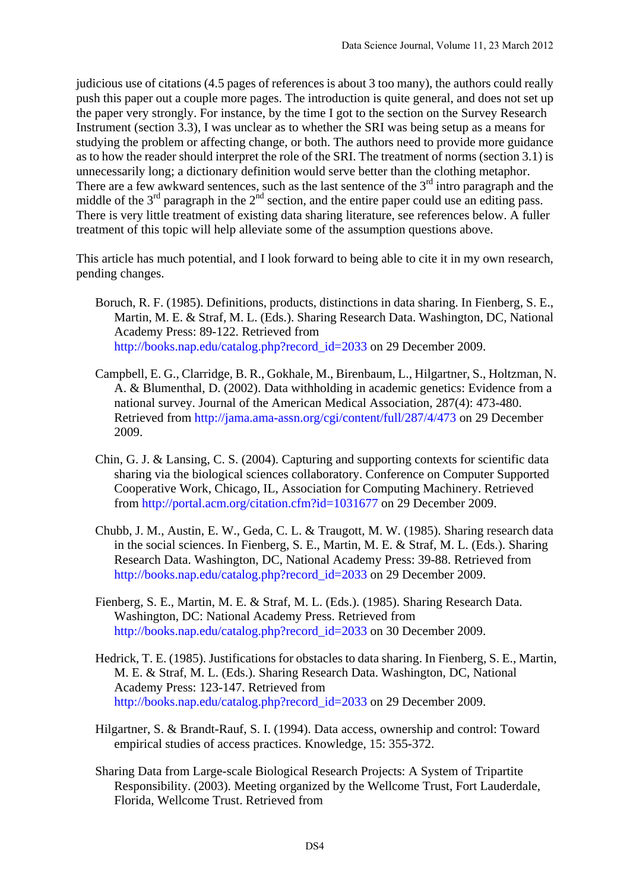judicious use of citations (4.5 pages of references is about 3 too many), the authors could really push this paper out a couple more pages. The introduction is quite general, and does not set up the paper very strongly. For instance, by the time I got to the section on the Survey Research Instrument (section 3.3), I was unclear as to whether the SRI was being setup as a means for studying the problem or affecting change, or both. The authors need to provide more guidance as to how the reader should interpret the role of the SRI. The treatment of norms (section 3.1) is unnecessarily long; a dictionary definition would serve better than the clothing metaphor. There are a few awkward sentences, such as the last sentence of the 3rd intro paragraph and the middle of the 3rd paragraph in the 2nd section, and the entire paper could use an editing pass. There is very little treatment of existing data sharing literature, see references below. A fuller treatment of this topic will help alleviate some of the assumption questions above.

This article has much potential, and I look forward to being able to cite it in my own research, pending changes.

Boruch, R. F. (1985). Definitions, products, distinctions in data sharing. In Fienberg, S. E., Martin, M. E. & Straf, M. L. (Eds.). Sharing Research Data. Washington, DC, National Academy Press: 89-122. Retrieved from http://books.nap.edu/catalog.php?record_id=2033 on 29 December 2009.

Campbell, E. G., Clarridge, B. R., Gokhale, M., Birenbaum, L., Hilgartner, S., Holtzman, N. A. & Blumenthal, D. (2002). Data withholding in academic genetics: Evidence from a national survey. Journal of the American Medical Association, 287(4): 473-480. Retrieved from http://jama.ama-assn.org/cgi/content/full/287/4/473 on 29 December 2009.

Chin, G. J. & Lansing, C. S. (2004). Capturing and supporting contexts for scientific data sharing via the biological sciences collaboratory. Conference on Computer Supported Cooperative Work, Chicago, IL, Association for Computing Machinery. Retrieved from http://portal.acm.org/citation.cfm?id=1031677 on 29 December 2009.

Chubb, J. M., Austin, E. W., Geda, C. L. & Traugott, M. W. (1985). Sharing research data in the social sciences. In Fienberg, S. E., Martin, M. E. & Straf, M. L. (Eds.). Sharing Research Data. Washington, DC, National Academy Press: 39-88. Retrieved from http://books.nap.edu/catalog.php?record_id=2033 on 29 December 2009.

Fienberg, S. E., Martin, M. E. & Straf, M. L. (Eds.). (1985). Sharing Research Data. Washington, DC: National Academy Press. Retrieved from http://books.nap.edu/catalog.php?record_id=2033 on 30 December 2009.

Hedrick, T. E. (1985). Justifications for obstacles to data sharing. In Fienberg, S. E., Martin, M. E. & Straf, M. L. (Eds.). Sharing Research Data. Washington, DC, National Academy Press: 123-147. Retrieved from http://books.nap.edu/catalog.php?record_id=2033 on 29 December 2009.

Hilgartner, S. & Brandt-Rauf, S. I. (1994). Data access, ownership and control: Toward empirical studies of access practices. Knowledge, 15: 355-372.

Sharing Data from Large-scale Biological Research Projects: A System of Tripartite Responsibility. (2003). Meeting organized by the Wellcome Trust, Fort Lauderdale, Florida, Wellcome Trust. Retrieved from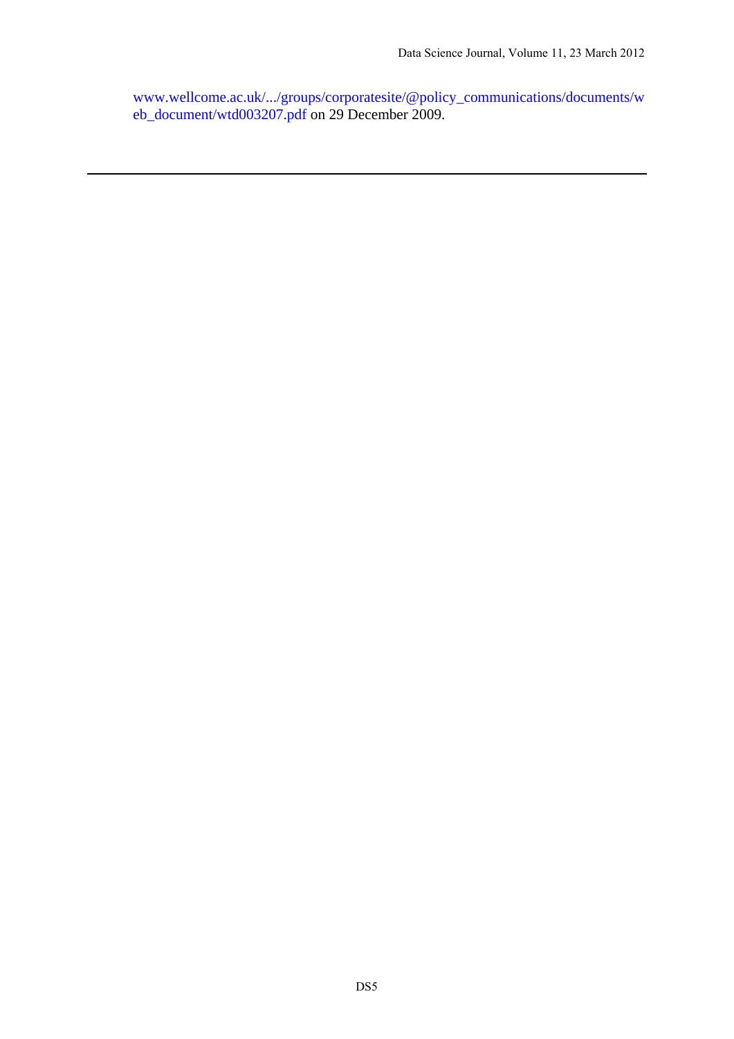www.wellcome.ac.uk/.../groups/corporatesite/@policy_communications/documents/web_document/wtd003207.pdf on 29 December 2009.

---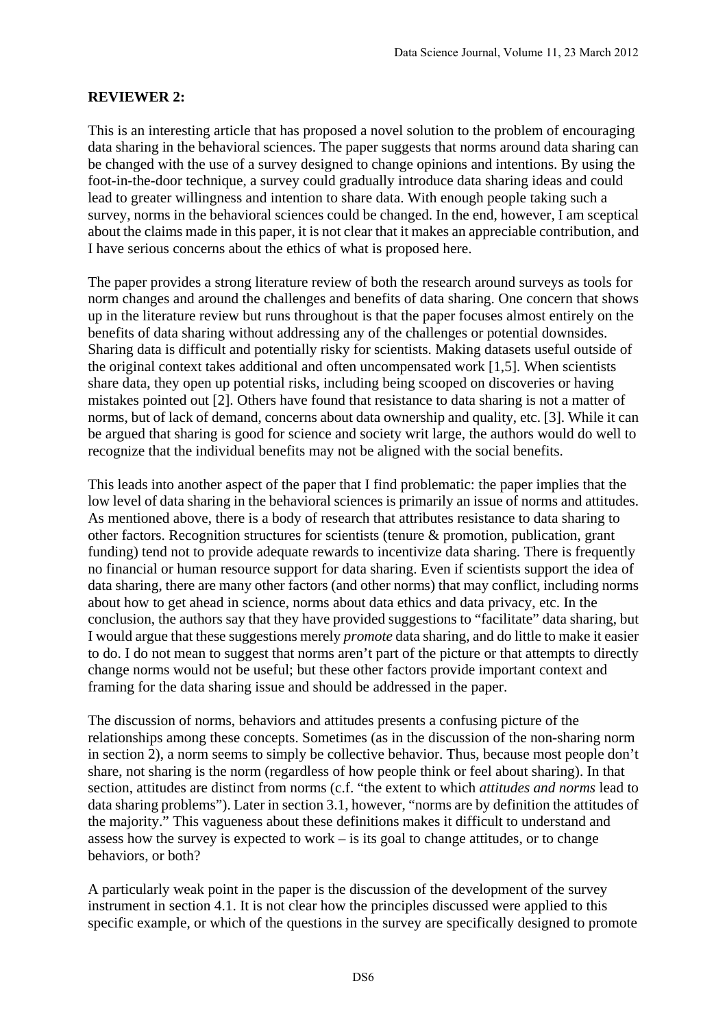**REVIEWER 2:**

This is an interesting article that has proposed a novel solution to the problem of encouraging data sharing in the behavioral sciences. The paper suggests that norms around data sharing can be changed with the use of a survey designed to change opinions and intentions. By using the foot-in-the-door technique, a survey could gradually introduce data sharing ideas and could lead to greater willingness and intention to share data. With enough people taking such a survey, norms in the behavioral sciences could be changed. In the end, however, I am sceptical about the claims made in this paper, it is not clear that it makes an appreciable contribution, and I have serious concerns about the ethics of what is proposed here.

The paper provides a strong literature review of both the research around surveys as tools for norm changes and around the challenges and benefits of data sharing. One concern that shows up in the literature review but runs throughout is that the paper focuses almost entirely on the benefits of data sharing without addressing any of the challenges or potential downsides. Sharing data is difficult and potentially risky for scientists. Making datasets useful outside of the original context takes additional and often uncompensated work [1,5]. When scientists share data, they open up potential risks, including being scooped on discoveries or having mistakes pointed out [2]. Others have found that resistance to data sharing is not a matter of norms, but of lack of demand, concerns about data ownership and quality, etc. [3]. While it can be argued that sharing is good for science and society writ large, the authors would do well to recognize that the individual benefits may not be aligned with the social benefits.

This leads into another aspect of the paper that I find problematic: the paper implies that the low level of data sharing in the behavioral sciences is primarily an issue of norms and attitudes. As mentioned above, there is a body of research that attributes resistance to data sharing to other factors. Recognition structures for scientists (tenure & promotion, publication, grant funding) tend not to provide adequate rewards to incentivize data sharing. There is frequently no financial or human resource support for data sharing. Even if scientists support the idea of data sharing, there are many other factors (and other norms) that may conflict, including norms about how to get ahead in science, norms about data ethics and data privacy, etc. In the conclusion, the authors say that they have provided suggestions to "facilitate" data sharing, but I would argue that these suggestions merely *promote* data sharing, and do little to make it easier to do. I do not mean to suggest that norms aren't part of the picture or that attempts to directly change norms would not be useful; but these other factors provide important context and framing for the data sharing issue and should be addressed in the paper.

The discussion of norms, behaviors and attitudes presents a confusing picture of the relationships among these concepts. Sometimes (as in the discussion of the non-sharing norm in section 2), a norm seems to simply be collective behavior. Thus, because most people don't share, not sharing is the norm (regardless of how people think or feel about sharing). In that section, attitudes are distinct from norms (c.f. "the extent to which *attitudes and norms* lead to data sharing problems"). Later in section 3.1, however, "norms are by definition the attitudes of the majority." This vagueness about these definitions makes it difficult to understand and assess how the survey is expected to work – is its goal to change attitudes, or to change behaviors, or both?

A particularly weak point in the paper is the discussion of the development of the survey instrument in section 4.1. It is not clear how the principles discussed were applied to this specific example, or which of the questions in the survey are specifically designed to promote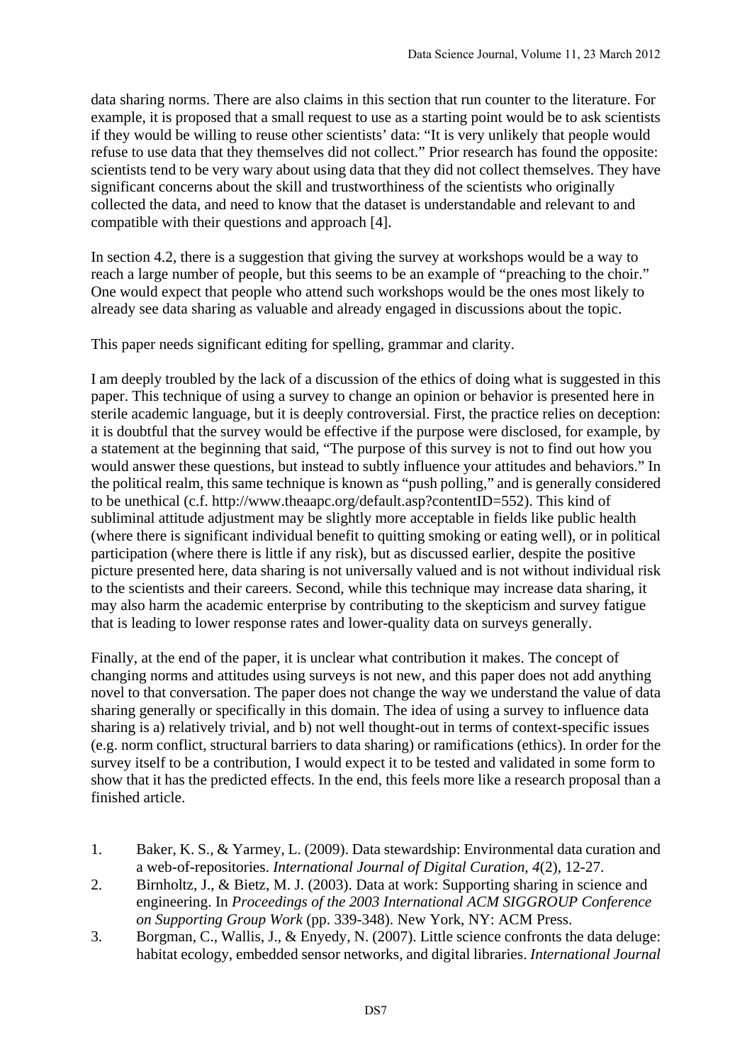data sharing norms. There are also claims in this section that run counter to the literature. For example, it is proposed that a small request to use as a starting point would be to ask scientists if they would be willing to reuse other scientists' data: "It is very unlikely that people would refuse to use data that they themselves did not collect." Prior research has found the opposite: scientists tend to be very wary about using data that they did not collect themselves. They have significant concerns about the skill and trustworthiness of the scientists who originally collected the data, and need to know that the dataset is understandable and relevant to and compatible with their questions and approach [4].

In section 4.2, there is a suggestion that giving the survey at workshops would be a way to reach a large number of people, but this seems to be an example of "preaching to the choir." One would expect that people who attend such workshops would be the ones most likely to already see data sharing as valuable and already engaged in discussions about the topic.

This paper needs significant editing for spelling, grammar and clarity.

I am deeply troubled by the lack of a discussion of the ethics of doing what is suggested in this paper. This technique of using a survey to change an opinion or behavior is presented here in sterile academic language, but it is deeply controversial. First, the practice relies on deception: it is doubtful that the survey would be effective if the purpose were disclosed, for example, by a statement at the beginning that said, "The purpose of this survey is not to find out how you would answer these questions, but instead to subtly influence your attitudes and behaviors." In the political realm, this same technique is known as "push polling," and is generally considered to be unethical (c.f. http://www.theaapc.org/default.asp?contentID=552). This kind of subliminal attitude adjustment may be slightly more acceptable in fields like public health (where there is significant individual benefit to quitting smoking or eating well), or in political participation (where there is little if any risk), but as discussed earlier, despite the positive picture presented here, data sharing is not universally valued and is not without individual risk to the scientists and their careers. Second, while this technique may increase data sharing, it may also harm the academic enterprise by contributing to the skepticism and survey fatigue that is leading to lower response rates and lower-quality data on surveys generally.

Finally, at the end of the paper, it is unclear what contribution it makes. The concept of changing norms and attitudes using surveys is not new, and this paper does not add anything novel to that conversation. The paper does not change the way we understand the value of data sharing generally or specifically in this domain. The idea of using a survey to influence data sharing is a) relatively trivial, and b) not well thought-out in terms of context-specific issues (e.g. norm conflict, structural barriers to data sharing) or ramifications (ethics). In order for the survey itself to be a contribution, I would expect it to be tested and validated in some form to show that it has the predicted effects. In the end, this feels more like a research proposal than a finished article.

1. Baker, K. S., & Yarmey, L. (2009). Data stewardship: Environmental data curation and a web-of-repositories. *International Journal of Digital Curation, 4*(2), 12-27.
2. Birnholtz, J., & Bietz, M. J. (2003). Data at work: Supporting sharing in science and engineering. In *Proceedings of the 2003 International ACM SIGGROUP Conference on Supporting Group Work* (pp. 339-348). New York, NY: ACM Press.
3. Borgman, C., Wallis, J., & Enyedy, N. (2007). Little science confronts the data deluge: habitat ecology, embedded sensor networks, and digital libraries. *International Journal*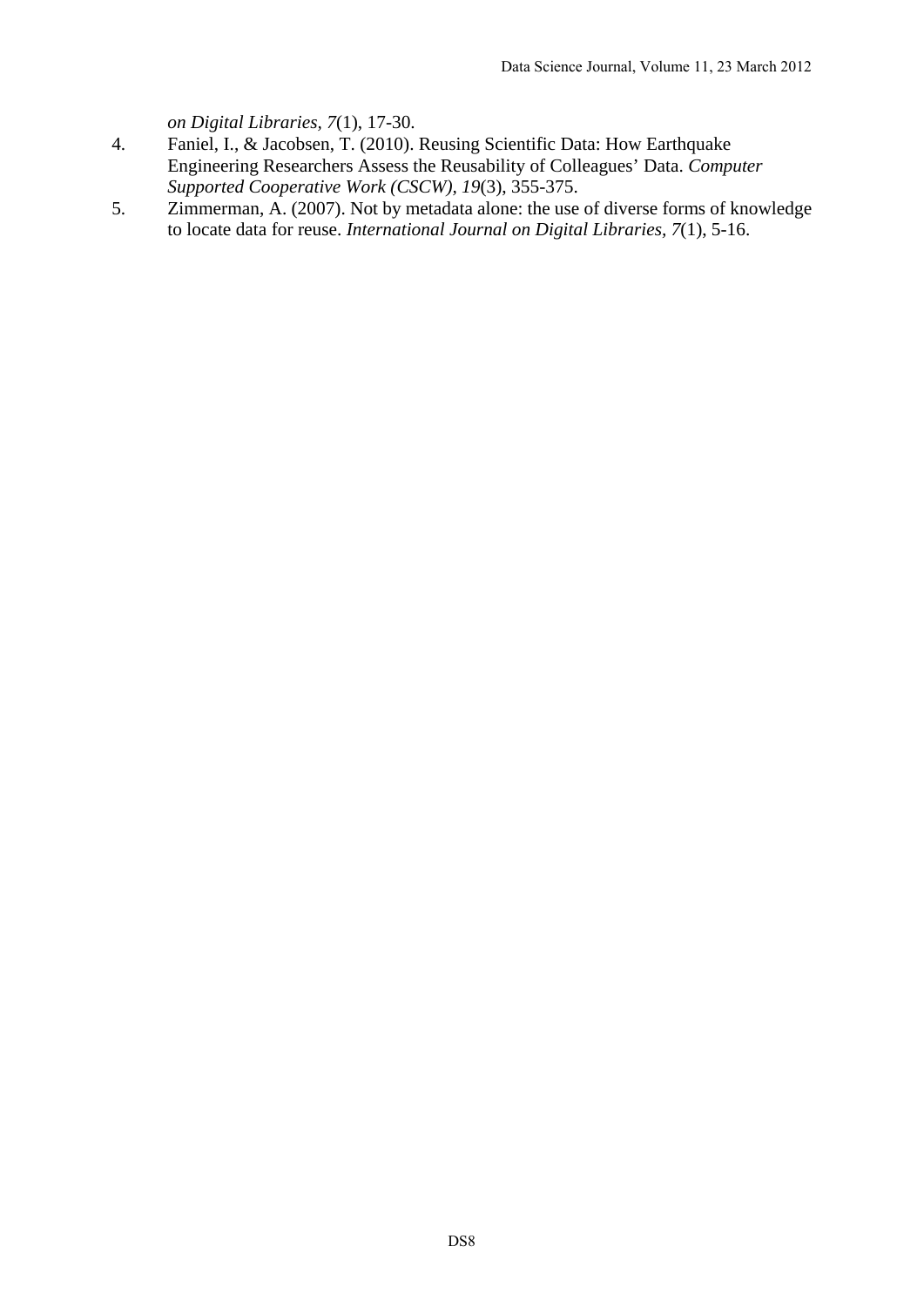*on Digital Libraries, 7*(1), 17-30.

4. Faniel, I., & Jacobsen, T. (2010). Reusing Scientific Data: How Earthquake Engineering Researchers Assess the Reusability of Colleagues' Data. *Computer Supported Cooperative Work (CSCW), 19*(3), 355-375.
5. Zimmerman, A. (2007). Not by metadata alone: the use of diverse forms of knowledge to locate data for reuse. *International Journal on Digital Libraries, 7*(1), 5-16.